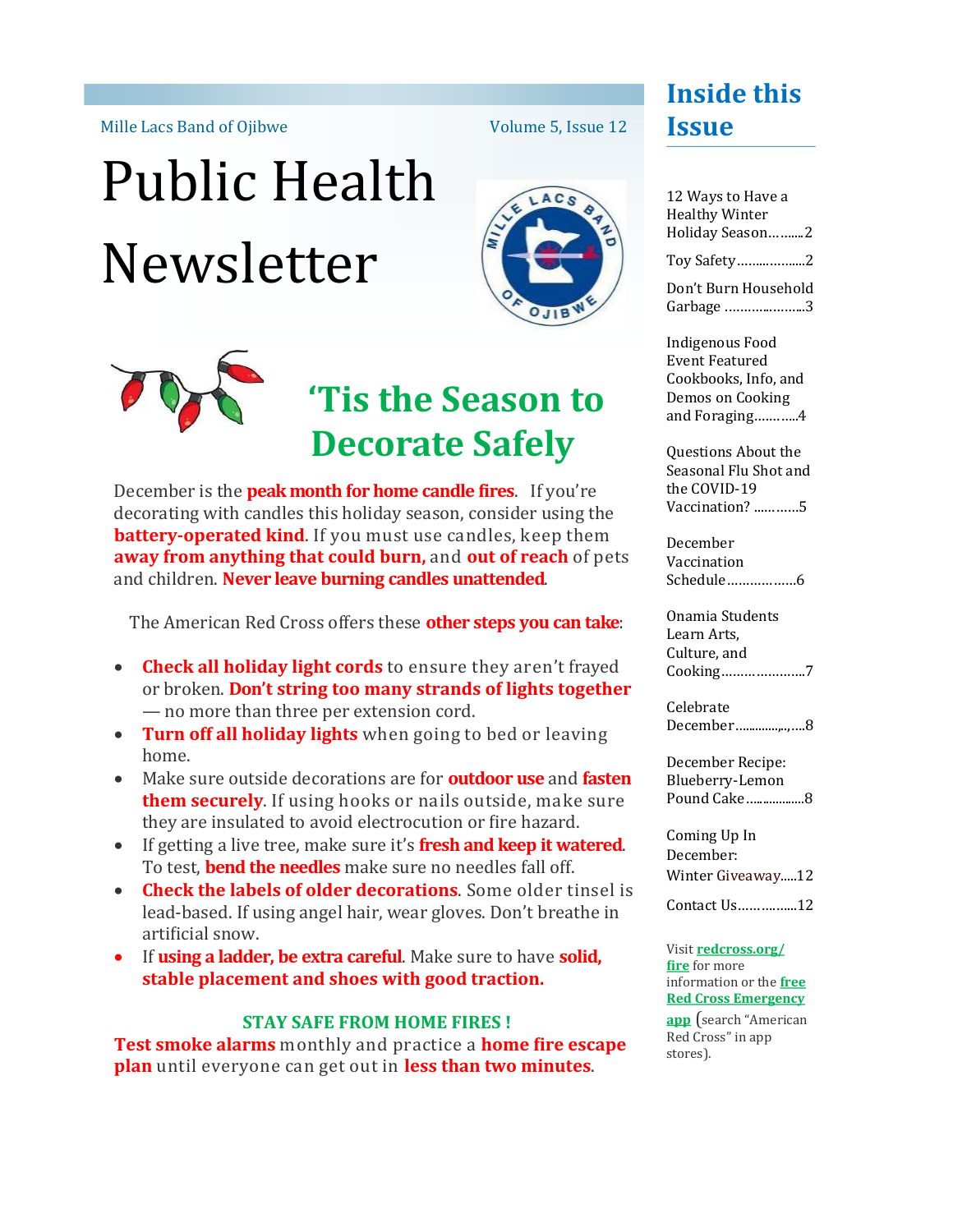Mille Lacs Band of Ojibwe

# Public Health Newsletter

## 'Tis the Season to Decorate Safely

December is the **peak month for home candle fires**. If you're decorating with candles this holiday season, consider using the **battery-operated kind**. If you must use candles, keep them **away from anything that could burn,** and **out of reach** of pets and children. **Never leave burning candles unattended**.

The American Red Cross offers these **other steps you can take**:

- **Check all holiday light cords** to ensure they aren't frayed or broken. **Don't string too many strands of lights together** — no more than three per extension cord.
- **Turn off all holiday lights** when going to bed or leaving home.
- Make sure outside decorations are for **outdoor use** and **fasten them securely**. If using hooks or nails outside, make sure they are insulated to avoid electrocution or fire hazard.
- If getting a live tree, make sure it's **fresh and keep it watered**. To test, **bend the needles** make sure no needles fall off.
- **Check the labels of older decorations**. Some older tinsel is lead-based. If using angel hair, wear gloves. Don't breathe in artificial snow.
- If **using a ladder, be extra careful**. Make sure to have **solid, stable placement and shoes with good traction.**

**STAY SAFE FROM HOME FIRES !**

**Test smoke alarms** monthly and practice a **home fire escape plan** until everyone can get out in **less than two minutes**.

## Inside this Issue

- 12 Ways to Have a Healthy Winter Holiday Season..........2
- Toy Safety..................2
- Don't Burn Household Garbage ......................3
- Indigenous Food Event Featured Cookbooks, Info, and Demos on Cooking and Foraging..........4
- Questions About the Seasonal Flu Shot and the COVID-19 Vaccination? ...........5
- December Vaccination Schedule..................6
- Onamia Students Learn Arts, Culture, and Cooking......................7
- Celebrate December....................8
- December Recipe: Blueberry-Lemon Pound Cake..................8
- Coming Up In December: Winter Giveaway.....12
- Contact Us..................12

Visit **redcross.org/fire** for more information or the **free Red Cross Emergency app** (search "American Red Cross" in app stores).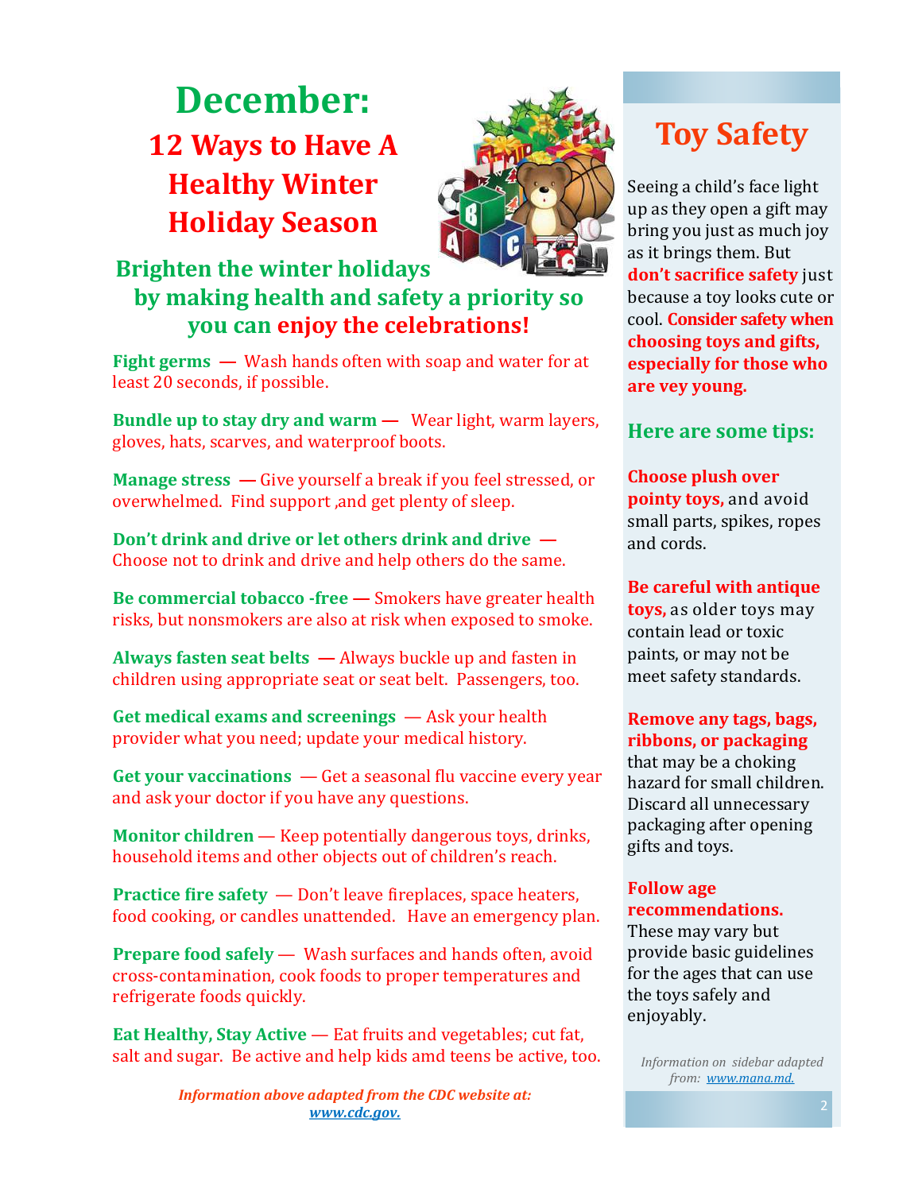# December:

## 12 Ways to Have A Healthy Winter Holiday Season

### Brighten the winter holidays by making health and safety a priority so you can enjoy the celebrations!

**Fight germs** — Wash hands often with soap and water for at least 20 seconds, if possible.

**Bundle up to stay dry and warm** — Wear light, warm layers, gloves, hats, scarves, and waterproof boots.

**Manage stress** — Give yourself a break if you feel stressed, or overwhelmed. Find support ,and get plenty of sleep.

**Don't drink and drive or let others drink and drive** — Choose not to drink and drive and help others do the same.

**Be commercial tobacco -free** — Smokers have greater health risks, but nonsmokers are also at risk when exposed to smoke.

**Always fasten seat belts** — Always buckle up and fasten in children using appropriate seat or seat belt. Passengers, too.

**Get medical exams and screenings** — Ask your health provider what you need; update your medical history.

**Get your vaccinations** — Get a seasonal flu vaccine every year and ask your doctor if you have any questions.

**Monitor children** — Keep potentially dangerous toys, drinks, household items and other objects out of children's reach.

**Practice fire safety** — Don't leave fireplaces, space heaters, food cooking, or candles unattended. Have an emergency plan.

**Prepare food safely** — Wash surfaces and hands often, avoid cross-contamination, cook foods to proper temperatures and refrigerate foods quickly.

**Eat Healthy, Stay Active** — Eat fruits and vegetables; cut fat, salt and sugar. Be active and help kids amd teens be active, too.

***Information above adapted from the CDC website at: www.cdc.gov.***

## Toy Safety

Seeing a child's face light up as they open a gift may bring you just as much joy as it brings them. But **don't sacrifice safety** just because a toy looks cute or cool. **Consider safety when choosing toys and gifts, especially for those who are vey young.**

### Here are some tips:

**Choose plush over pointy toys,** and avoid small parts, spikes, ropes and cords.

**Be careful with antique toys,** as older toys may contain lead or toxic paints, or may not be meet safety standards.

**Remove any tags, bags, ribbons, or packaging** that may be a choking hazard for small children. Discard all unnecessary packaging after opening gifts and toys.

**Follow age recommendations.** These may vary but provide basic guidelines for the ages that can use the toys safely and enjoyably.

*Information on sidebar adapted from: www.mana.md.*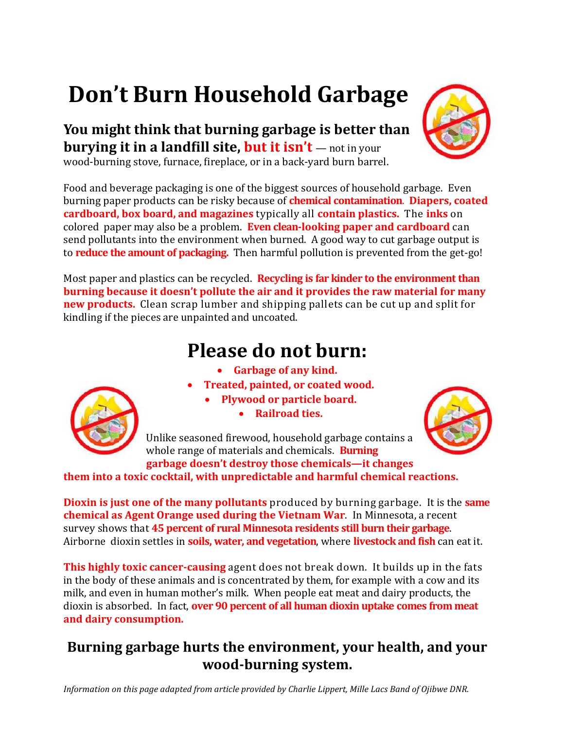# Don't Burn Household Garbage

**You might think that burning garbage is better than burying it in a landfill site, but it isn't** — not in your wood-burning stove, furnace, fireplace, or in a back-yard burn barrel.

Food and beverage packaging is one of the biggest sources of household garbage. Even burning paper products can be risky because of **chemical contamination**. **Diapers, coated cardboard, box board, and magazines** typically all **contain plastics.** The **inks** on colored paper may also be a problem. **Even clean-looking paper and cardboard** can send pollutants into the environment when burned. A good way to cut garbage output is to **reduce the amount of packaging.** Then harmful pollution is prevented from the get-go!

Most paper and plastics can be recycled. **Recycling is far kinder to the environment than burning because it doesn't pollute the air and it provides the raw material for many new products.** Clean scrap lumber and shipping pallets can be cut up and split for kindling if the pieces are unpainted and uncoated.

## Please do not burn:

- **Garbage of any kind.**
- **Treated, painted, or coated wood.**
- **Plywood or particle board.**
- **Railroad ties.**

Unlike seasoned firewood, household garbage contains a whole range of materials and chemicals. **Burning garbage doesn't destroy those chemicals—it changes them into a toxic cocktail, with unpredictable and harmful chemical reactions.**

**Dioxin is just one of the many pollutants** produced by burning garbage. It is the **same chemical as Agent Orange used during the Vietnam War**. In Minnesota, a recent survey shows that **45 percent of rural Minnesota residents still burn their garbage**. Airborne dioxin settles in **soils, water, and vegetation**, where **livestock and fish** can eat it.

**This highly toxic cancer-causing** agent does not break down. It builds up in the fats in the body of these animals and is concentrated by them, for example with a cow and its milk, and even in human mother's milk. When people eat meat and dairy products, the dioxin is absorbed. In fact, **over 90 percent of all human dioxin uptake comes from meat and dairy consumption.**

## Burning garbage hurts the environment, your health, and your wood-burning system.

*Information on this page adapted from article provided by Charlie Lippert, Mille Lacs Band of Ojibwe DNR.*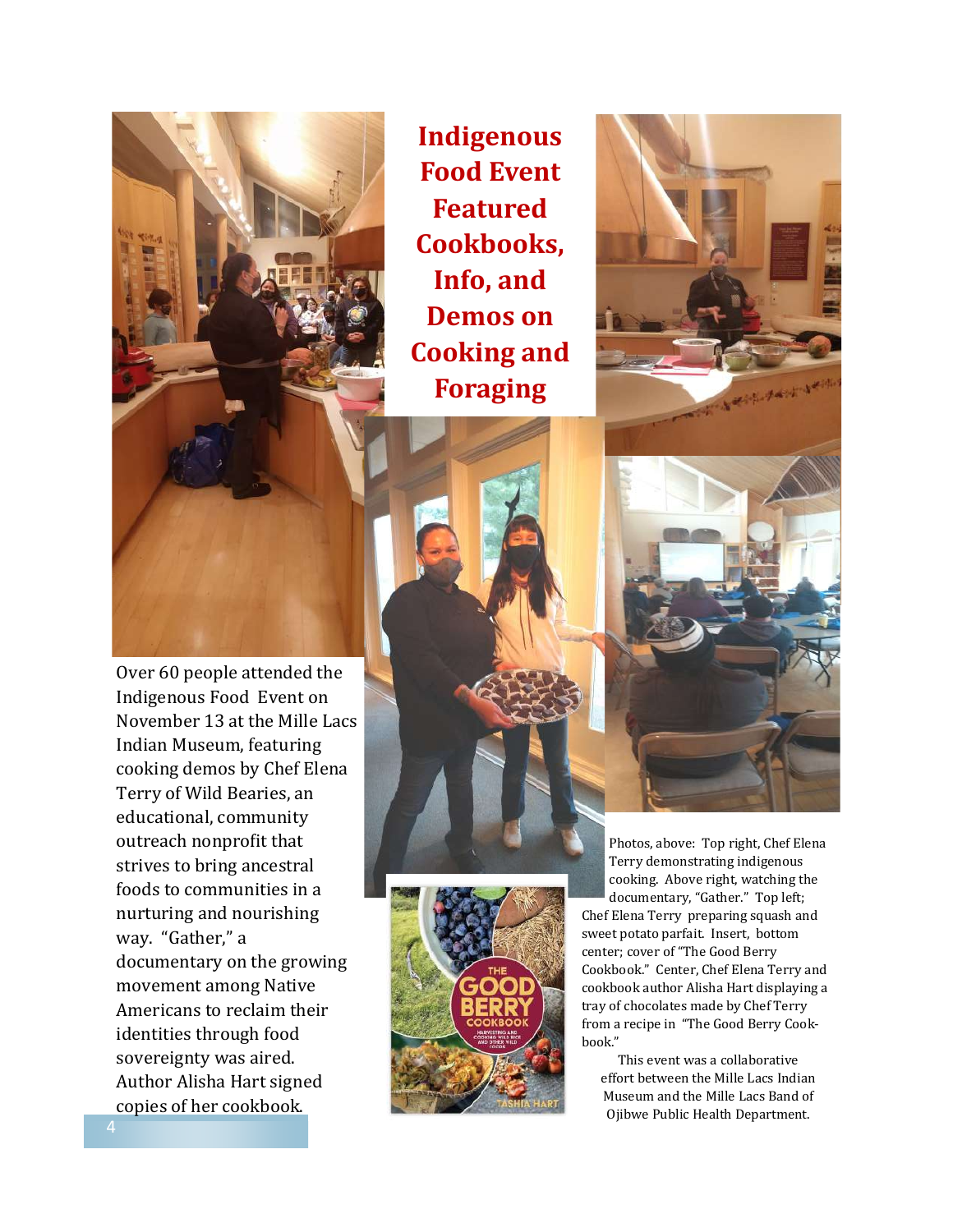# Indigenous Food Event Featured Cookbooks, Info, and Demos on Cooking and Foraging

Over 60 people attended the Indigenous Food Event on November 13 at the Mille Lacs Indian Museum, featuring cooking demos by Chef Elena Terry of Wild Bearies, an educational, community outreach nonprofit that strives to bring ancestral foods to communities in a nurturing and nourishing way. "Gather," a documentary on the growing movement among Native Americans to reclaim their identities through food sovereignty was aired. Author Alisha Hart signed copies of her cookbook.

Photos, above: Top right, Chef Elena Terry demonstrating indigenous cooking. Above right, watching the documentary, "Gather." Top left; Chef Elena Terry preparing squash and sweet potato parfait. Insert, bottom center; cover of "The Good Berry Cookbook." Center, Chef Elena Terry and cookbook author Alisha Hart displaying a tray of chocolates made by Chef Terry from a recipe in "The Good Berry Cook-book."

This event was a collaborative effort between the Mille Lacs Indian Museum and the Mille Lacs Band of Ojibwe Public Health Department.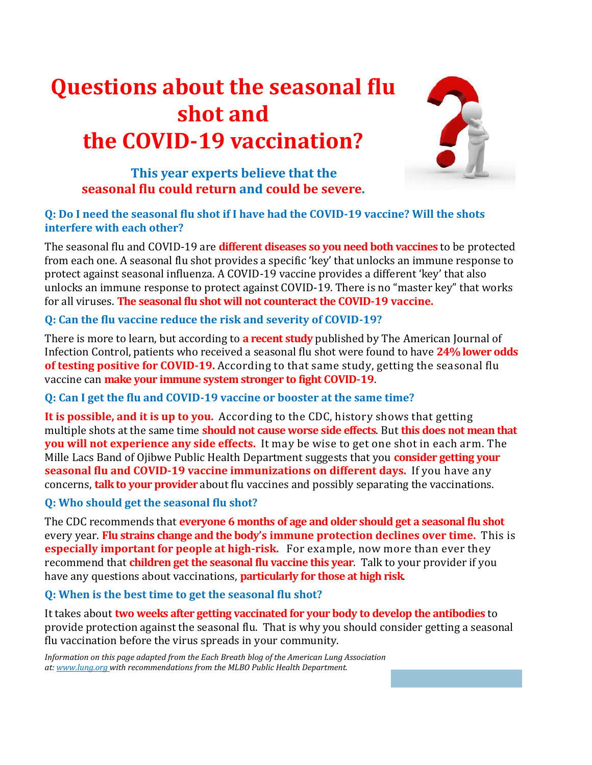# Questions about the seasonal flu shot and the COVID-19 vaccination?

**This year experts believe that the seasonal flu could return and could be severe.**

### Q: Do I need the seasonal flu shot if I have had the COVID-19 vaccine? Will the shots interfere with each other?

The seasonal flu and COVID-19 are **different diseases so you need both vaccines** to be protected from each one. A seasonal flu shot provides a specific 'key' that unlocks an immune response to protect against seasonal influenza. A COVID-19 vaccine provides a different 'key' that also unlocks an immune response to protect against COVID-19. There is no "master key" that works for all viruses. **The seasonal flu shot will not counteract the COVID-19 vaccine.**

### Q: Can the flu vaccine reduce the risk and severity of COVID-19?

There is more to learn, but according to **a recent study** published by The American Journal of Infection Control, patients who received a seasonal flu shot were found to have **24% lower odds of testing positive for COVID-19.** According to that same study, getting the seasonal flu vaccine can **make your immune system stronger to fight COVID-19**.

### Q: Can I get the flu and COVID-19 vaccine or booster at the same time?

**It is possible, and it is up to you.** According to the CDC, history shows that getting multiple shots at the same time **should not cause worse side effects**. But **this does not mean that you will not experience any side effects.** It may be wise to get one shot in each arm. The Mille Lacs Band of Ojibwe Public Health Department suggests that you **consider getting your seasonal flu and COVID-19 vaccine immunizations on different days.** If you have any concerns, **talk to your provider** about flu vaccines and possibly separating the vaccinations.

### Q: Who should get the seasonal flu shot?

The CDC recommends that **everyone 6 months of age and older should get a seasonal flu shot** every year. **Flu strains change and the body's immune protection declines over time.** This is **especially important for people at high-risk.** For example, now more than ever they recommend that **children get the seasonal flu vaccine this year**. Talk to your provider if you have any questions about vaccinations, **particularly for those at high risk**.

### Q: When is the best time to get the seasonal flu shot?

It takes about **two weeks after getting vaccinated for your body to develop the antibodies** to provide protection against the seasonal flu. That is why you should consider getting a seasonal flu vaccination before the virus spreads in your community.

*Information on this page adapted from the Each Breath blog of the American Lung Association at: www.lung.org with recommendations from the MLBO Public Health Department.*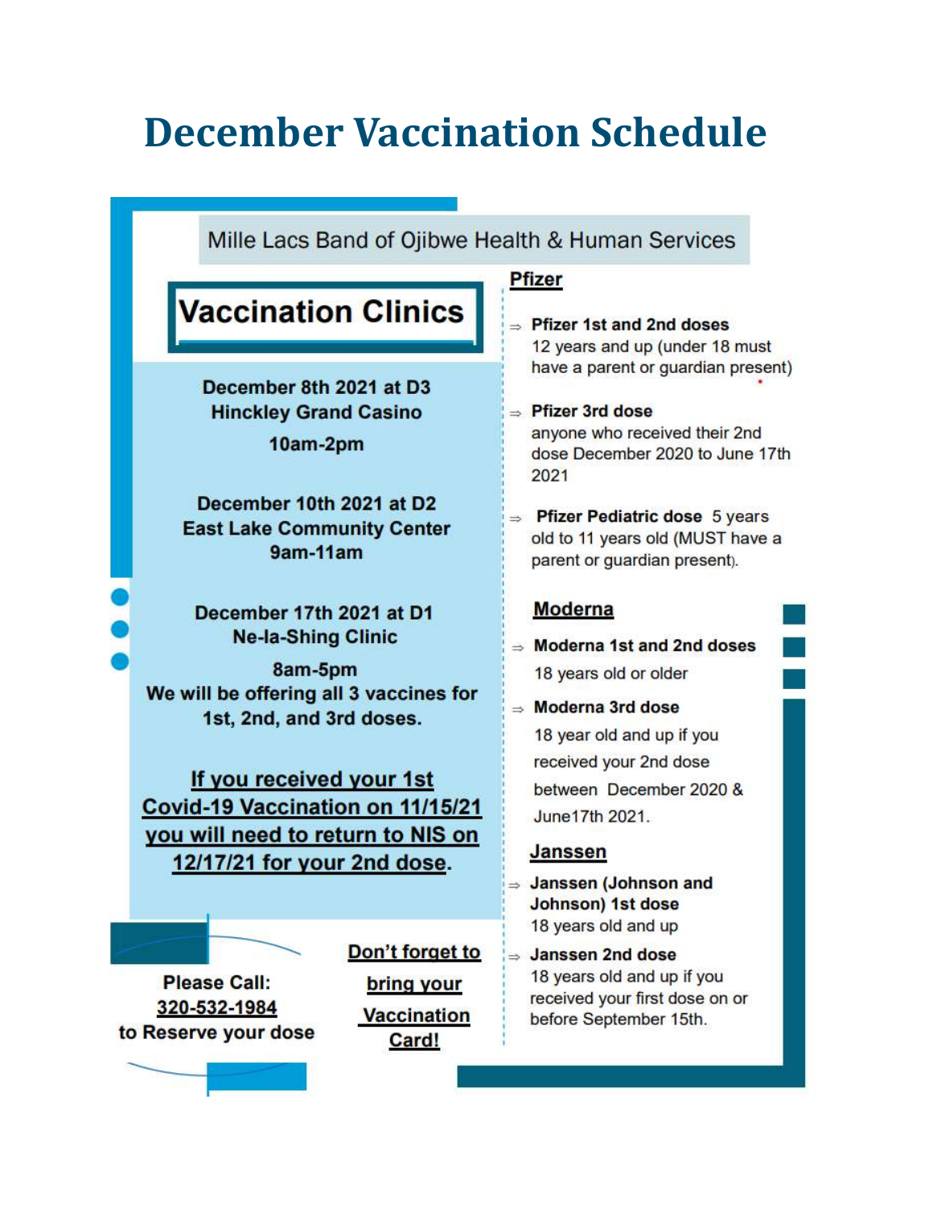# December Vaccination Schedule

Mille Lacs Band of Ojibwe Health & Human Services

## Vaccination Clinics

**December 8th 2021 at D3**
**Hinckley Grand Casino**
**10am-2pm**

**December 10th 2021 at D2**
**East Lake Community Center**
**9am-11am**

**December 17th 2021 at D1**
**Ne-la-Shing Clinic**
**8am-5pm**
**We will be offering all 3 vaccines for 1st, 2nd, and 3rd doses.**

**If you received your 1st Covid-19 Vaccination on 11/15/21 you will need to return to NIS on 12/17/21 for your 2nd dose.**

**Please Call:**
**320-532-1984**
**to Reserve your dose**

**Don't forget to bring your Vaccination Card!**

### Pfizer

- **Pfizer 1st and 2nd doses**
  12 years and up (under 18 must have a parent or guardian present)
- **Pfizer 3rd dose**
  anyone who received their 2nd dose December 2020 to June 17th 2021
- **Pfizer Pediatric dose** 5 years old to 11 years old (MUST have a parent or guardian present).

### Moderna

- **Moderna 1st and 2nd doses**
  18 years old or older
- **Moderna 3rd dose**
  18 year old and up if you received your 2nd dose between December 2020 & June17th 2021.

### Janssen

- **Janssen (Johnson and Johnson) 1st dose**
  18 years old and up
- **Janssen 2nd dose**
  18 years old and up if you received your first dose on or before September 15th.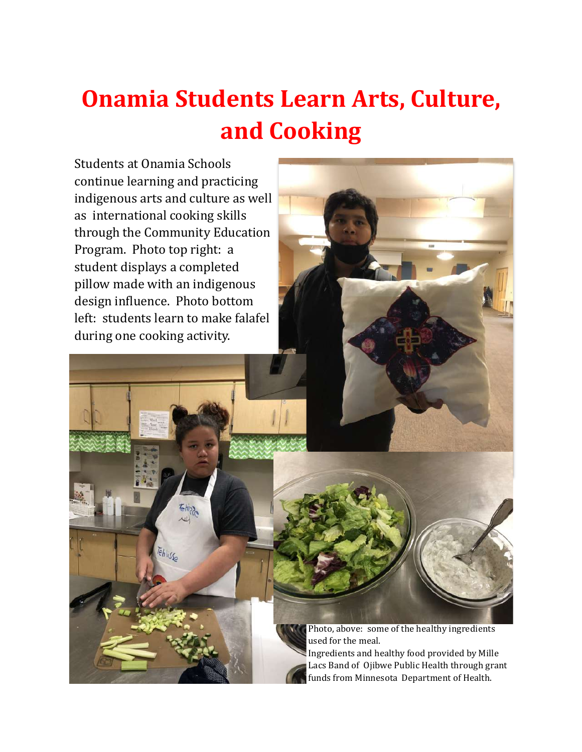# Onamia Students Learn Arts, Culture, and Cooking

Students at Onamia Schools continue learning and practicing indigenous arts and culture as well as international cooking skills through the Community Education Program. Photo top right: a student displays a completed pillow made with an indigenous design influence. Photo bottom left: students learn to make falafel during one cooking activity.

Photo, above: some of the healthy ingredients used for the meal.

Ingredients and healthy food provided by Mille Lacs Band of Ojibwe Public Health through grant funds from Minnesota Department of Health.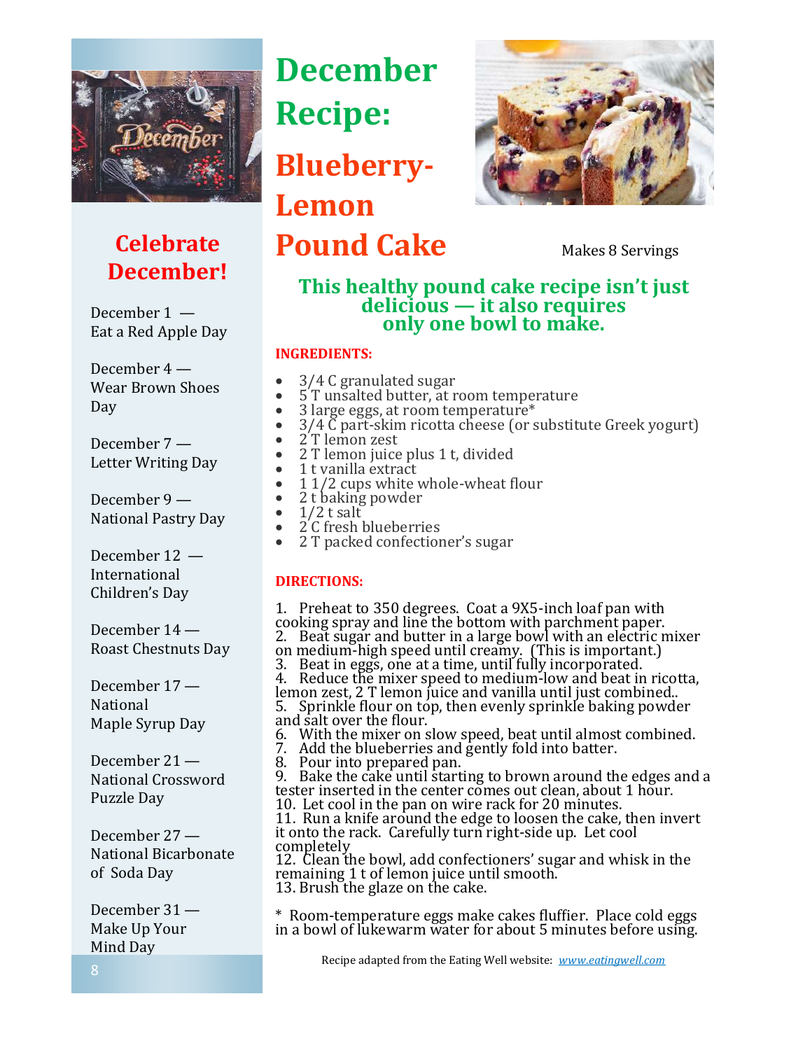## Celebrate December!

December 1 — Eat a Red Apple Day

December 4 — Wear Brown Shoes Day

December 7 — Letter Writing Day

December 9 — National Pastry Day

December 12 — International Children's Day

December 14 — Roast Chestnuts Day

December 17 — National Maple Syrup Day

December 21 — National Crossword Puzzle Day

December 27 — National Bicarbonate of Soda Day

December 31 — Make Up Your Mind Day

# December Recipe:

# Blueberry-Lemon Pound Cake

Makes 8 Servings

### This healthy pound cake recipe isn't just delicious — it also requires only one bowl to make.

**INGREDIENTS:**

- 3/4 C granulated sugar
- 5 T unsalted butter, at room temperature
- 3 large eggs, at room temperature*
- 3/4 C part-skim ricotta cheese (or substitute Greek yogurt)
- 2 T lemon zest
- 2 T lemon juice plus 1 t, divided
- 1 t vanilla extract
- 1 1/2 cups white whole-wheat flour
- 2 t baking powder
- 1/2 t salt
- 2 C fresh blueberries
- 2 T packed confectioner's sugar

**DIRECTIONS:**

1. Preheat to 350 degrees. Coat a 9X5-inch loaf pan with cooking spray and line the bottom with parchment paper.
2. Beat sugar and butter in a large bowl with an electric mixer on medium-high speed until creamy. (This is important.)
3. Beat in eggs, one at a time, until fully incorporated.
4. Reduce the mixer speed to medium-low and beat in ricotta, lemon zest, 2 T lemon juice and vanilla until just combined..
5. Sprinkle flour on top, then evenly sprinkle baking powder and salt over the flour.
6. With the mixer on slow speed, beat until almost combined.
7. Add the blueberries and gently fold into batter.
8. Pour into prepared pan.
9. Bake the cake until starting to brown around the edges and a tester inserted in the center comes out clean, about 1 hour.
10. Let cool in the pan on wire rack for 20 minutes.
11. Run a knife around the edge to loosen the cake, then invert it onto the rack. Carefully turn right-side up. Let cool completely
12. Clean the bowl, add confectioners' sugar and whisk in the remaining 1 t of lemon juice until smooth.
13. Brush the glaze on the cake.

* Room-temperature eggs make cakes fluffier. Place cold eggs in a bowl of lukewarm water for about 5 minutes before using.

Recipe adapted from the Eating Well website: *www.eatingwell.com*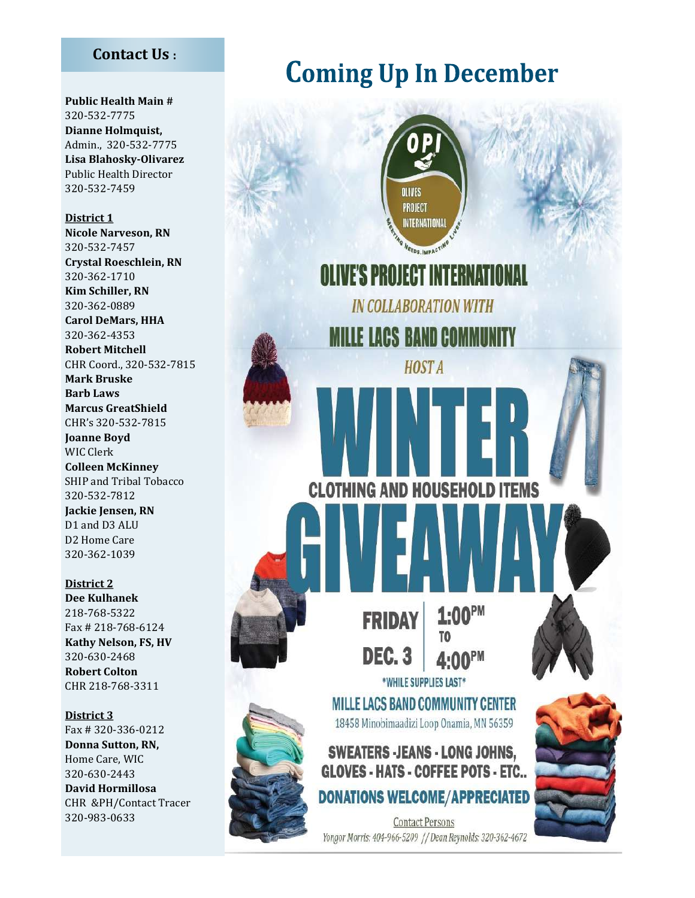## Contact Us :

**Public Health Main #**
320-532-7775
**Dianne Holmquist,**
Admin., 320-532-7775
**Lisa Blahosky-Olivarez**
Public Health Director
320-532-7459

**District 1**
**Nicole Narveson, RN**
320-532-7457
**Crystal Roeschlein, RN**
320-362-1710
**Kim Schiller, RN**
320-362-0889
**Carol DeMars, HHA**
320-362-4353
**Robert Mitchell**
CHR Coord., 320-532-7815
**Mark Bruske**
**Barb Laws**
**Marcus GreatShield**
CHR's 320-532-7815
**Joanne Boyd**
WIC Clerk
**Colleen McKinney**
SHIP and Tribal Tobacco
320-532-7812
**Jackie Jensen, RN**
D1 and D3 ALU
D2 Home Care
320-362-1039

**District 2**
**Dee Kulhanek**
218-768-5322
Fax # 218-768-6124
**Kathy Nelson, FS, HV**
320-630-2468
**Robert Colton**
CHR 218-768-3311

**District 3**
Fax # 320-336-0212
**Donna Sutton, RN,**
Home Care, WIC
320-630-2443
**David Hormillosa**
CHR &PH/Contact Tracer
320-983-0633

# Coming Up In December

OPI
OLIVES PROJECT INTERNATIONAL
MEETING NEEDS. IMPACTING LIVES.

**OLIVE'S PROJECT INTERNATIONAL**

*IN COLLABORATION WITH*

**MILLE LACS BAND COMMUNITY**

*HOST A*

**WINTER**
**CLOTHING AND HOUSEHOLD ITEMS**
**GIVEAWAY**

**FRIDAY DEC. 3**
**1:00PM TO 4:00PM**

*WHILE SUPPLIES LAST*

**MILLE LACS BAND COMMUNITY CENTER**
18458 Minobimaadizi Loop Onamia, MN 56359

**SWEATERS -JEANS - LONG JOHNS, GLOVES - HATS - COFFEE POTS - ETC..**

**DONATIONS WELCOME/APPRECIATED**

Contact Persons
*Yongor Morris: 404-966-5209 // Dean Reynolds: 320-362-4672*